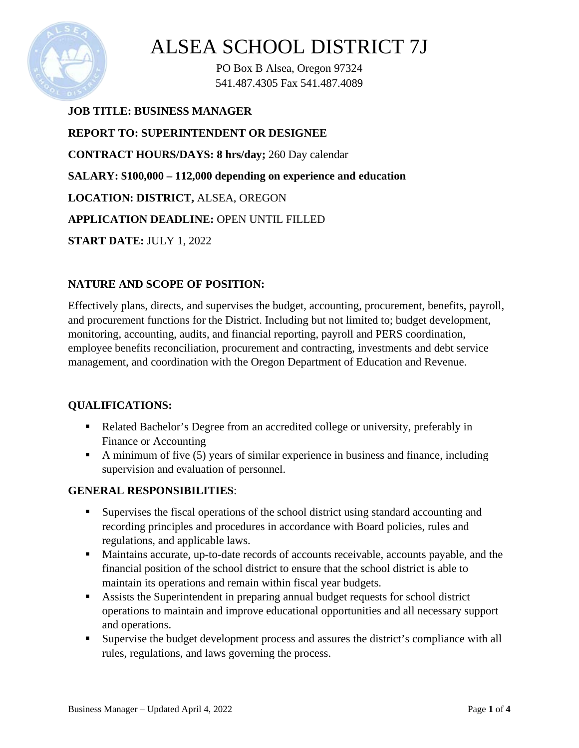# ALSEA SCHOOL DISTRICT 7J

PO Box B Alsea, Oregon 97324
541.487.4305 Fax 541.487.4089

**JOB TITLE: BUSINESS MANAGER**

**REPORT TO: SUPERINTENDENT OR DESIGNEE**

**CONTRACT HOURS/DAYS: 8 hrs/day;** 260 Day calendar

**SALARY: $100,000 – 112,000 depending on experience and education**

**LOCATION: DISTRICT,** ALSEA, OREGON

**APPLICATION DEADLINE:** OPEN UNTIL FILLED

**START DATE:** JULY 1, 2022

## NATURE AND SCOPE OF POSITION:

Effectively plans, directs, and supervises the budget, accounting, procurement, benefits, payroll, and procurement functions for the District. Including but not limited to; budget development, monitoring, accounting, audits, and financial reporting, payroll and PERS coordination, employee benefits reconciliation, procurement and contracting, investments and debt service management, and coordination with the Oregon Department of Education and Revenue.

## QUALIFICATIONS:

- Related Bachelor's Degree from an accredited college or university, preferably in Finance or Accounting
- A minimum of five (5) years of similar experience in business and finance, including supervision and evaluation of personnel.

## GENERAL RESPONSIBILITIES:

- Supervises the fiscal operations of the school district using standard accounting and recording principles and procedures in accordance with Board policies, rules and regulations, and applicable laws.
- Maintains accurate, up-to-date records of accounts receivable, accounts payable, and the financial position of the school district to ensure that the school district is able to maintain its operations and remain within fiscal year budgets.
- Assists the Superintendent in preparing annual budget requests for school district operations to maintain and improve educational opportunities and all necessary support and operations.
- Supervise the budget development process and assures the district's compliance with all rules, regulations, and laws governing the process.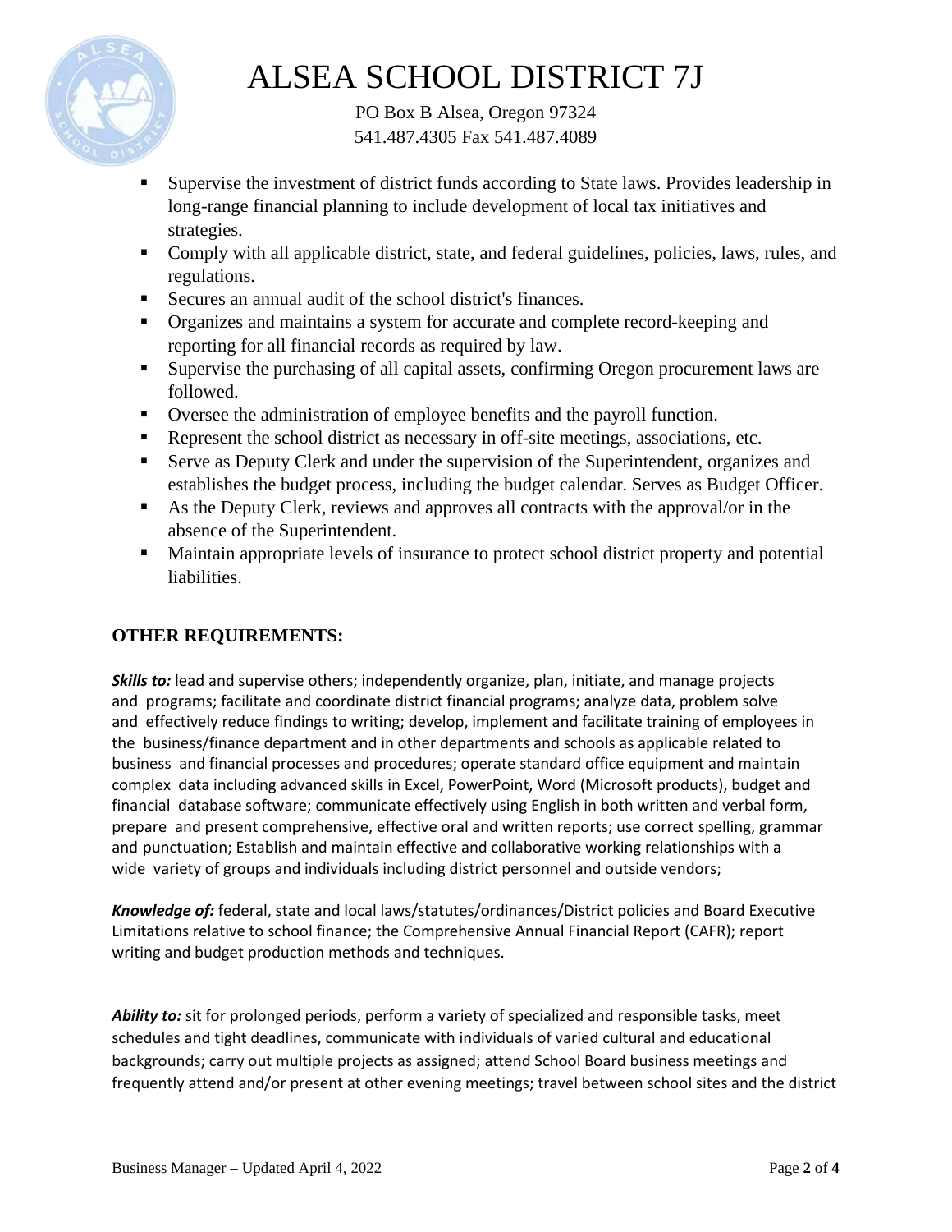- Supervise the investment of district funds according to State laws. Provides leadership in long-range financial planning to include development of local tax initiatives and strategies.
- Comply with all applicable district, state, and federal guidelines, policies, laws, rules, and regulations.
- Secures an annual audit of the school district's finances.
- Organizes and maintains a system for accurate and complete record-keeping and reporting for all financial records as required by law.
- Supervise the purchasing of all capital assets, confirming Oregon procurement laws are followed.
- Oversee the administration of employee benefits and the payroll function.
- Represent the school district as necessary in off-site meetings, associations, etc.
- Serve as Deputy Clerk and under the supervision of the Superintendent, organizes and establishes the budget process, including the budget calendar. Serves as Budget Officer.
- As the Deputy Clerk, reviews and approves all contracts with the approval/or in the absence of the Superintendent.
- Maintain appropriate levels of insurance to protect school district property and potential liabilities.

## OTHER REQUIREMENTS:

***Skills to:*** lead and supervise others; independently organize, plan, initiate, and manage projects and programs; facilitate and coordinate district financial programs; analyze data, problem solve and effectively reduce findings to writing; develop, implement and facilitate training of employees in the business/finance department and in other departments and schools as applicable related to business and financial processes and procedures; operate standard office equipment and maintain complex data including advanced skills in Excel, PowerPoint, Word (Microsoft products), budget and financial database software; communicate effectively using English in both written and verbal form, prepare and present comprehensive, effective oral and written reports; use correct spelling, grammar and punctuation; Establish and maintain effective and collaborative working relationships with a wide variety of groups and individuals including district personnel and outside vendors;

***Knowledge of:*** federal, state and local laws/statutes/ordinances/District policies and Board Executive Limitations relative to school finance; the Comprehensive Annual Financial Report (CAFR); report writing and budget production methods and techniques.

***Ability to:*** sit for prolonged periods, perform a variety of specialized and responsible tasks, meet schedules and tight deadlines, communicate with individuals of varied cultural and educational backgrounds; carry out multiple projects as assigned; attend School Board business meetings and frequently attend and/or present at other evening meetings; travel between school sites and the district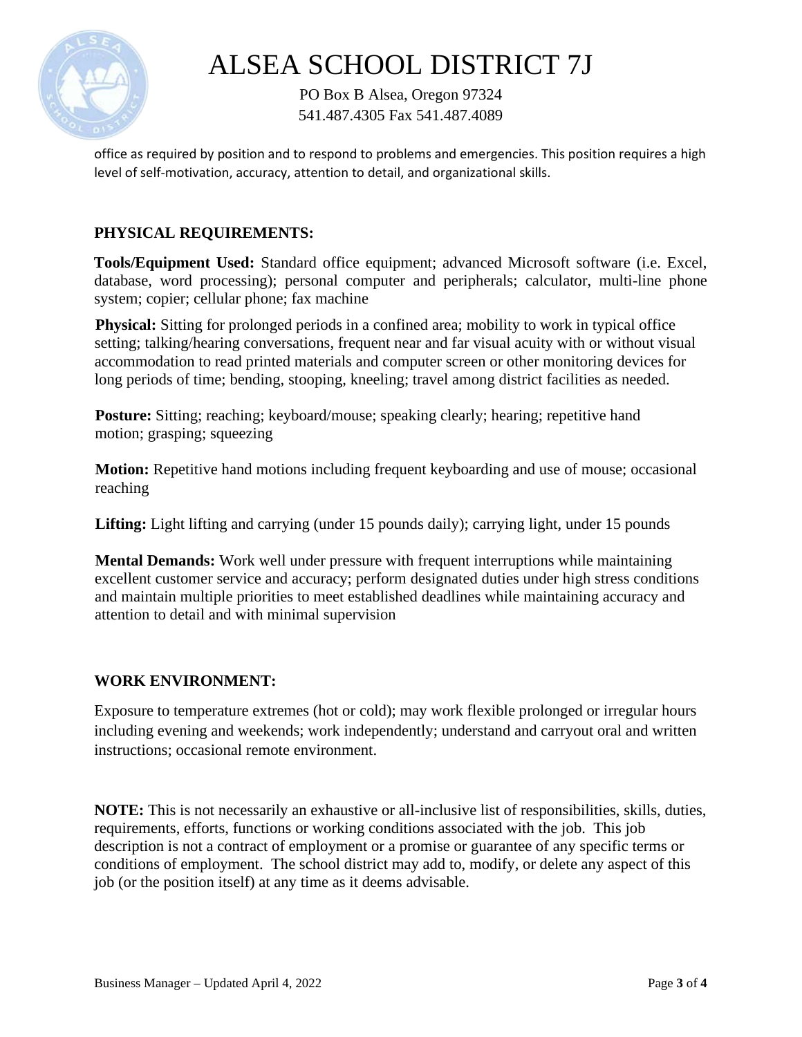office as required by position and to respond to problems and emergencies. This position requires a high level of self-motivation, accuracy, attention to detail, and organizational skills.

## PHYSICAL REQUIREMENTS:

**Tools/Equipment Used:** Standard office equipment; advanced Microsoft software (i.e. Excel, database, word processing); personal computer and peripherals; calculator, multi-line phone system; copier; cellular phone; fax machine

**Physical:** Sitting for prolonged periods in a confined area; mobility to work in typical office setting; talking/hearing conversations, frequent near and far visual acuity with or without visual accommodation to read printed materials and computer screen or other monitoring devices for long periods of time; bending, stooping, kneeling; travel among district facilities as needed.

**Posture:** Sitting; reaching; keyboard/mouse; speaking clearly; hearing; repetitive hand motion; grasping; squeezing

**Motion:** Repetitive hand motions including frequent keyboarding and use of mouse; occasional reaching

**Lifting:** Light lifting and carrying (under 15 pounds daily); carrying light, under 15 pounds

**Mental Demands:** Work well under pressure with frequent interruptions while maintaining excellent customer service and accuracy; perform designated duties under high stress conditions and maintain multiple priorities to meet established deadlines while maintaining accuracy and attention to detail and with minimal supervision

## WORK ENVIRONMENT:

Exposure to temperature extremes (hot or cold); may work flexible prolonged or irregular hours including evening and weekends; work independently; understand and carryout oral and written instructions; occasional remote environment.

**NOTE:** This is not necessarily an exhaustive or all-inclusive list of responsibilities, skills, duties, requirements, efforts, functions or working conditions associated with the job. This job description is not a contract of employment or a promise or guarantee of any specific terms or conditions of employment. The school district may add to, modify, or delete any aspect of this job (or the position itself) at any time as it deems advisable.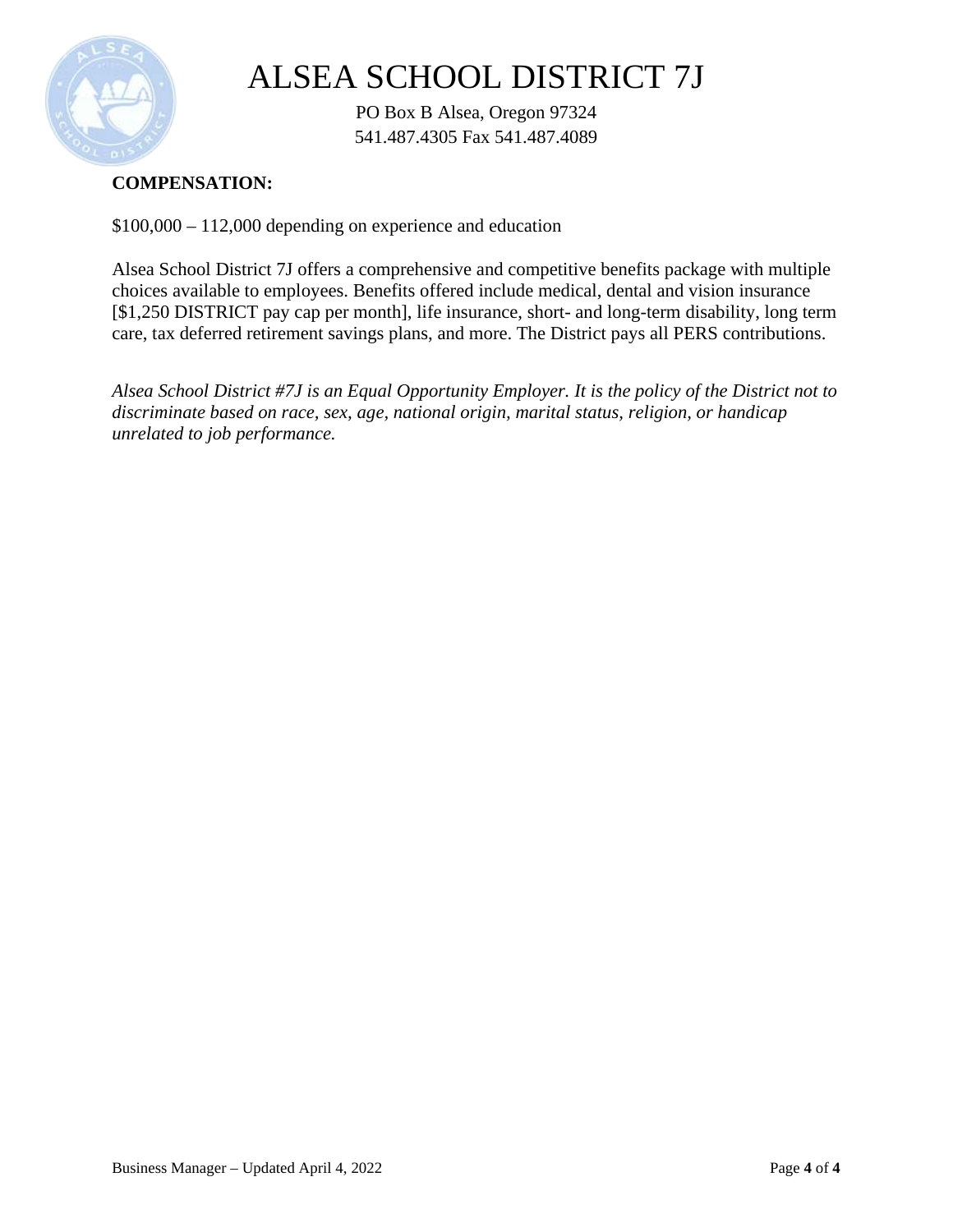**COMPENSATION:**

$100,000 – 112,000 depending on experience and education

Alsea School District 7J offers a comprehensive and competitive benefits package with multiple choices available to employees. Benefits offered include medical, dental and vision insurance [$1,250 DISTRICT pay cap per month], life insurance, short- and long-term disability, long term care, tax deferred retirement savings plans, and more. The District pays all PERS contributions.

*Alsea School District #7J is an Equal Opportunity Employer. It is the policy of the District not to discriminate based on race, sex, age, national origin, marital status, religion, or handicap unrelated to job performance.*